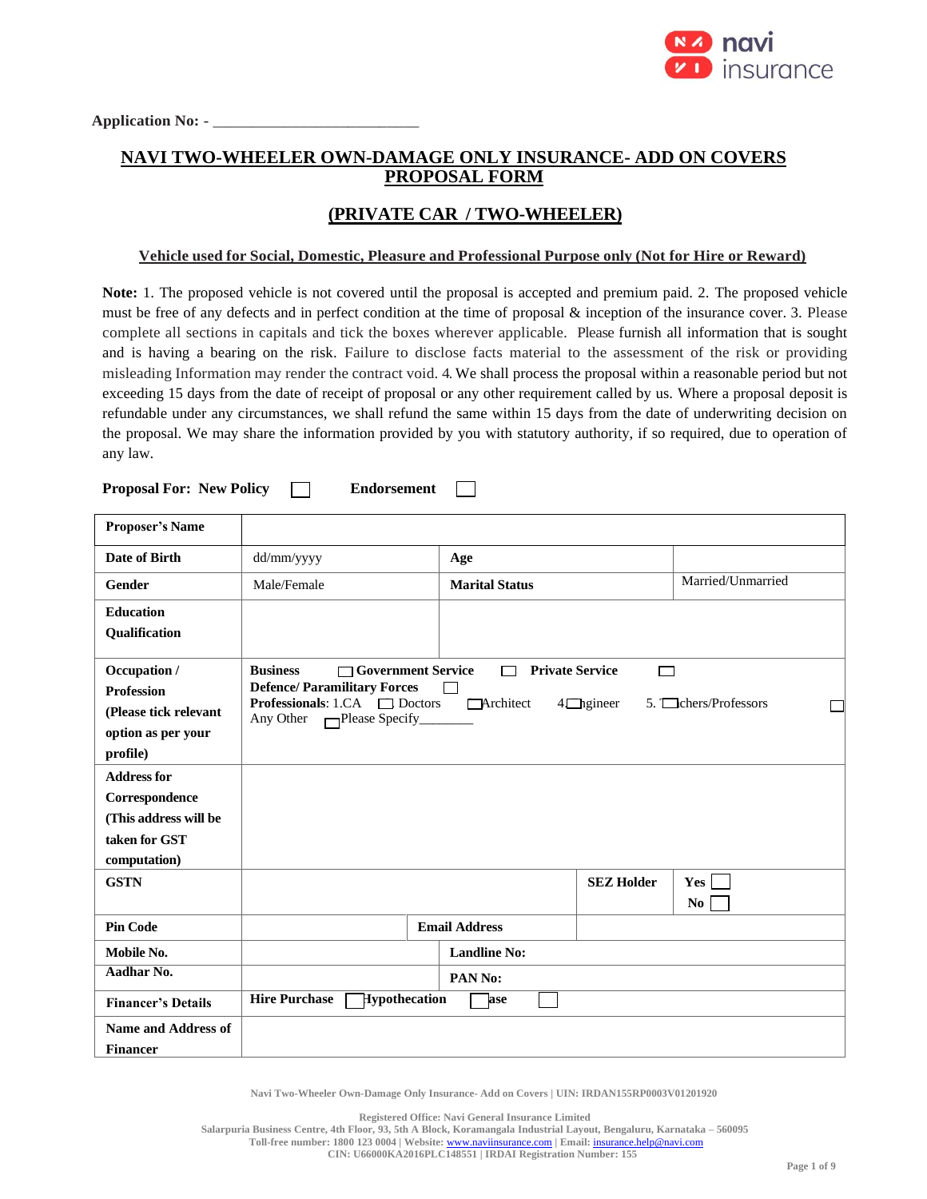Application No: - ___________________________

# NAVI TWO-WHEELER OWN-DAMAGE ONLY INSURANCE- ADD ON COVERS PROPOSAL FORM

## (PRIVATE CAR / TWO-WHEELER)

**Vehicle used for Social, Domestic, Pleasure and Professional Purpose only (Not for Hire or Reward)**

**Note:** 1. The proposed vehicle is not covered until the proposal is accepted and premium paid. 2. The proposed vehicle must be free of any defects and in perfect condition at the time of proposal & inception of the insurance cover. 3. Please complete all sections in capitals and tick the boxes wherever applicable. Please furnish all information that is sought and is having a bearing on the risk. Failure to disclose facts material to the assessment of the risk or providing misleading Information may render the contract void. 4. We shall process the proposal within a reasonable period but not exceeding 15 days from the date of receipt of proposal or any other requirement called by us. Where a proposal deposit is refundable under any circumstances, we shall refund the same within 15 days from the date of underwriting decision on the proposal. We may share the information provided by you with statutory authority, if so required, due to operation of any law.

**Proposal For: New Policy** ☐ **Endorsement** ☐

| | | | |
|---|---|---|---|
| **Proposer's Name** | | | |
| **Date of Birth** | dd/mm/yyyy | **Age** | |
| **Gender** | Male/Female | **Marital Status** | Married/Unmarried |
| **Education Qualification** | | | |
| **Occupation / Profession (Please tick relevant option as per your profile)** | **Business** ☐ **Government Service** ☐ **Private Service** ☐ **Defence/ Paramilitary Forces** ☐ **Professionals**: 1.CA ☐ Doctors ☐ Architect 4.☐ Engineer 5. ☐ Teachers/Professors ☐ Any Other ☐ Please Specify________ | | |
| **Address for Correspondence (This address will be taken for GST computation)** | | | |
| **GSTN** | | **SEZ Holder** | **Yes** ☐ **No** ☐ |
| **Pin Code** | | **Email Address** | |
| **Mobile No.** | | **Landline No:** | |
| **Aadhar No.** | | **PAN No:** | |
| **Financer's Details** | **Hire Purchase** ☐ **Hypothecation** ☐ **Lease** ☐ | | |
| **Name and Address of Financer** | | | |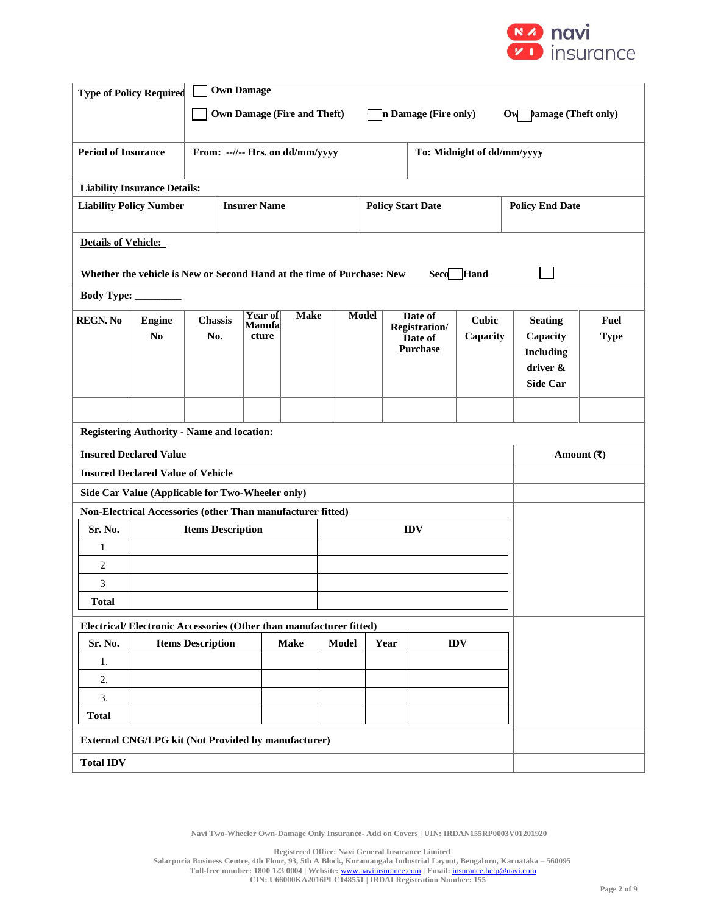| Type of Policy Required | ☐ Own Damage | | |
|---|---|---|---|
| | ☐ Own Damage (Fire and Theft) | ☐ Own Damage (Fire only) | ☐ Own Damage (Theft only) |
| Period of Insurance | From: --//-- Hrs. on dd/mm/yyyy | To: Midnight of dd/mm/yyyy | |

**Liability Insurance Details:**

| Liability Policy Number | Insurer Name | Policy Start Date | Policy End Date |
|---|---|---|---|
| | | | |

**Details of Vehicle:**

Whether the vehicle is New or Second Hand at the time of Purchase: New ☐ Second Hand ☐

Body Type: _________

| REGN. No | Engine No | Chassis No. | Year of Manufacture | Make | Model | Date of Registration/ Date of Purchase | Cubic Capacity | Seating Capacity Including driver & Side Car | Fuel Type |
|---|---|---|---|---|---|---|---|---|---|
| | | | | | | | | | |

**Registering Authority - Name and location:**

| Insured Declared Value | Amount (₹) |
|---|---|
| Insured Declared Value of Vehicle | |
| Side Car Value (Applicable for Two-Wheeler only) | |
| Non-Electrical Accessories (other Than manufacturer fitted) | |

| Sr. No. | Items Description | IDV |
|---|---|---|
| 1 | | |
| 2 | | |
| 3 | | |
| Total | | |

**Electrical/ Electronic Accessories (Other than manufacturer fitted)**

| Sr. No. | Items Description | Make | Model | Year | IDV |
|---|---|---|---|---|---|
| 1. | | | | | |
| 2. | | | | | |
| 3. | | | | | |
| Total | | | | | |

| | Amount (₹) |
|---|---|
| External CNG/LPG kit (Not Provided by manufacturer) | |
| Total IDV | |

Navi Two-Wheeler Own-Damage Only Insurance- Add on Covers | UIN: IRDAN155RP0003V01201920

Registered Office: Navi General Insurance Limited
Salarpuria Business Centre, 4th Floor, 93, 5th A Block, Koramangala Industrial Layout, Bengaluru, Karnataka – 560095
Toll-free number: 1800 123 0004 | Website: www.naviinsurance.com | Email: insurance.help@navi.com
CIN: U66000KA2016PLC148551 | IRDAI Registration Number: 155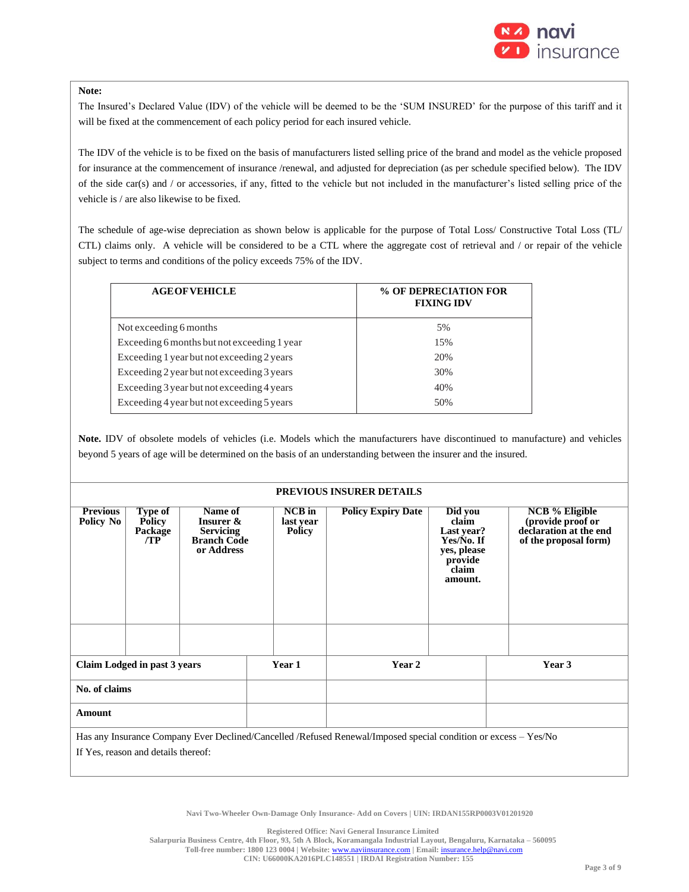**Note:**

The Insured's Declared Value (IDV) of the vehicle will be deemed to be the 'SUM INSURED' for the purpose of this tariff and it will be fixed at the commencement of each policy period for each insured vehicle.

The IDV of the vehicle is to be fixed on the basis of manufacturers listed selling price of the brand and model as the vehicle proposed for insurance at the commencement of insurance /renewal, and adjusted for depreciation (as per schedule specified below). The IDV of the side car(s) and / or accessories, if any, fitted to the vehicle but not included in the manufacturer's listed selling price of the vehicle is / are also likewise to be fixed.

The schedule of age-wise depreciation as shown below is applicable for the purpose of Total Loss/ Constructive Total Loss (TL/ CTL) claims only. A vehicle will be considered to be a CTL where the aggregate cost of retrieval and / or repair of the vehicle subject to terms and conditions of the policy exceeds 75% of the IDV.

| AGE OF VEHICLE | % OF DEPRECIATION FOR FIXING IDV |
|---|---|
| Not exceeding 6 months | 5% |
| Exceeding 6 months but not exceeding 1 year | 15% |
| Exceeding 1 year but not exceeding 2 years | 20% |
| Exceeding 2 year but not exceeding 3 years | 30% |
| Exceeding 3 year but not exceeding 4 years | 40% |
| Exceeding 4 year but not exceeding 5 years | 50% |

**Note.** IDV of obsolete models of vehicles (i.e. Models which the manufacturers have discontinued to manufacture) and vehicles beyond 5 years of age will be determined on the basis of an understanding between the insurer and the insured.

**PREVIOUS INSURER DETAILS**

| Previous Policy No | Type of Policy Package /TP | Name of Insurer & Servicing Branch Code or Address | NCB in last year Policy | Policy Expiry Date | Did you claim Last year? Yes/No. If yes, please provide claim amount. | NCB % Eligible (provide proof or declaration at the end of the proposal form) |
|---|---|---|---|---|---|---|
| | | | | | | |

| Claim Lodged in past 3 years | Year 1 | Year 2 | Year 3 |
|---|---|---|---|
| No. of claims | | | |
| Amount | | | |

Has any Insurance Company Ever Declined/Cancelled /Refused Renewal/Imposed special condition or excess – Yes/No

If Yes, reason and details thereof: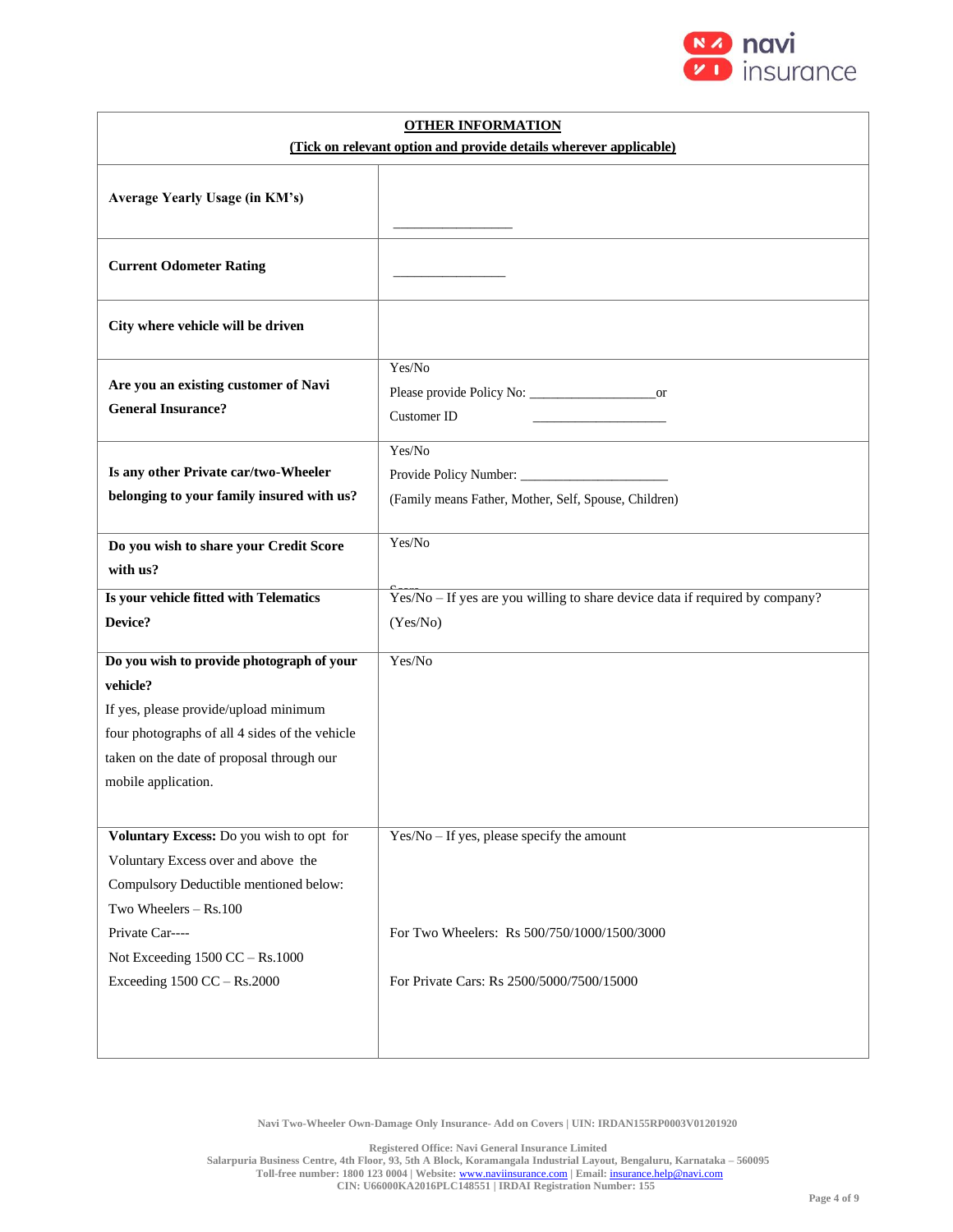| **OTHER INFORMATION**<br>**(Tick on relevant option and provide details wherever applicable)** | |
|---|---|
| **Average Yearly Usage (in KM's)** | \_\_\_\_\_\_\_\_\_\_\_\_\_\_\_\_\_\_ |
| **Current Odometer Rating** | \_\_\_\_\_\_\_\_\_\_\_\_\_\_\_\_\_ |
| **City where vehicle will be driven** | |
| **Are you an existing customer of Navi General Insurance?** | Yes/No<br>Please provide Policy No: \_\_\_\_\_\_\_\_\_\_\_\_\_\_\_\_\_\_\_or<br>Customer ID \_\_\_\_\_\_\_\_\_\_\_\_\_\_\_\_\_\_\_\_ |
| **Is any other Private car/two-Wheeler belonging to your family insured with us?** | Yes/No<br>Provide Policy Number: \_\_\_\_\_\_\_\_\_\_\_\_\_\_\_\_\_\_\_\_\_\_<br>(Family means Father, Mother, Self, Spouse, Children) |
| **Do you wish to share your Credit Score with us?** | Yes/No<br>Score |
| **Is your vehicle fitted with Telematics Device?** | Yes/No – If yes are you willing to share device data if required by company? (Yes/No) |
| **Do you wish to provide photograph of your vehicle?**<br>If yes, please provide/upload minimum four photographs of all 4 sides of the vehicle taken on the date of proposal through our mobile application. | Yes/No |
| **Voluntary Excess:** Do you wish to opt for Voluntary Excess over and above the Compulsory Deductible mentioned below:<br>Two Wheelers – Rs.100<br>Private Car----<br>Not Exceeding 1500 CC – Rs.1000<br>Exceeding 1500 CC – Rs.2000 | Yes/No – If yes, please specify the amount<br>For Two Wheelers: Rs 500/750/1000/1500/3000<br>For Private Cars: Rs 2500/5000/7500/15000 |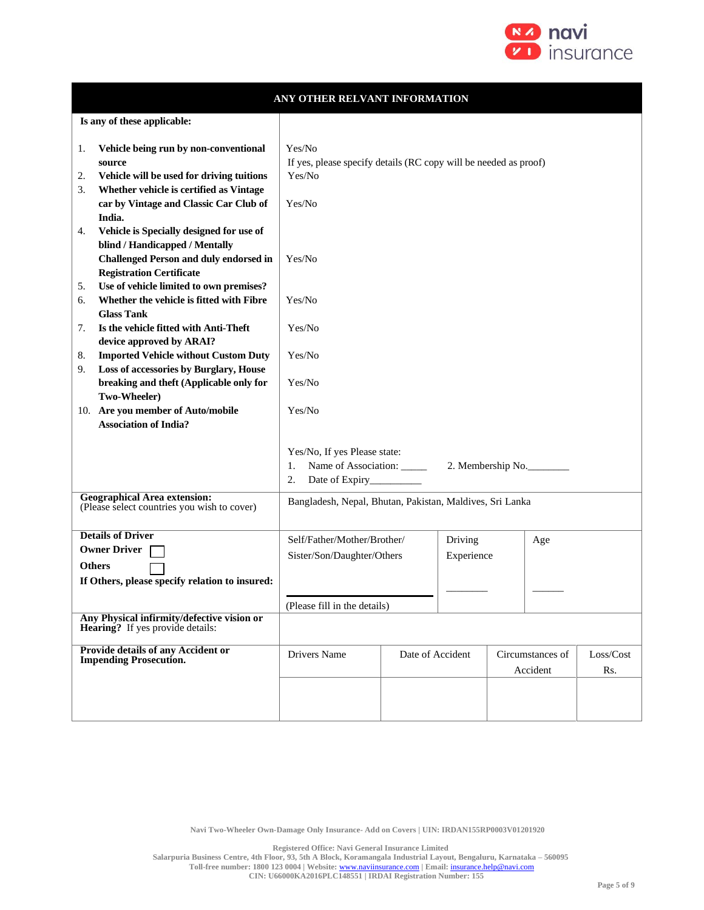## ANY OTHER RELVANT INFORMATION

| Is any of these applicable: | |
|---|---|
| 1. Vehicle being run by non-conventional source | Yes/No<br>If yes, please specify details (RC copy will be needed as proof) |
| 2. Vehicle will be used for driving tuitions | Yes/No |
| 3. Whether vehicle is certified as Vintage car by Vintage and Classic Car Club of India. | Yes/No |
| 4. Vehicle is Specially designed for use of blind / Handicapped / Mentally Challenged Person and duly endorsed in Registration Certificate | Yes/No |
| 5. Use of vehicle limited to own premises? | |
| 6. Whether the vehicle is fitted with Fibre Glass Tank | Yes/No |
| 7. Is the vehicle fitted with Anti-Theft device approved by ARAI? | Yes/No |
| 8. Imported Vehicle without Custom Duty | Yes/No |
| 9. Loss of accessories by Burglary, House breaking and theft (Applicable only for Two-Wheeler) | Yes/No |
| 10. Are you member of Auto/mobile Association of India? | Yes/No |
| | Yes/No, If yes Please state:<br>1. Name of Association: _____ 2. Membership No.________<br>2. Date of Expiry__________ |
| **Geographical Area extension:**<br>(Please select countries you wish to cover) | Bangladesh, Nepal, Bhutan, Pakistan, Maldives, Sri Lanka |

| **Details of Driver** | | | |
|---|---|---|---|
| **Owner Driver** ☐<br>**Others** ☐<br>**If Others, please specify relation to insured:** | Self/Father/Mother/Brother/ Sister/Son/Daughter/Others<br>____________________<br>(Please fill in the details) | Driving Experience<br>________ | Age<br>______ |
| **Any Physical infirmity/defective vision or Hearing?** If yes provide details: | | | |

| **Provide details of any Accident or Impending Prosecution.** | Drivers Name | Date of Accident | Circumstances of Accident | Loss/Cost Rs. |
|---|---|---|---|---|
| | | | | |

Navi Two-Wheeler Own-Damage Only Insurance- Add on Covers | UIN: IRDAN155RP0003V01201920

Registered Office: Navi General Insurance Limited
Salarpuria Business Centre, 4th Floor, 93, 5th A Block, Koramangala Industrial Layout, Bengaluru, Karnataka – 560095
Toll-free number: 1800 123 0004 | Website: www.naviinsurance.com | Email: insurance.help@navi.com
CIN: U66000KA2016PLC148551 | IRDAI Registration Number: 155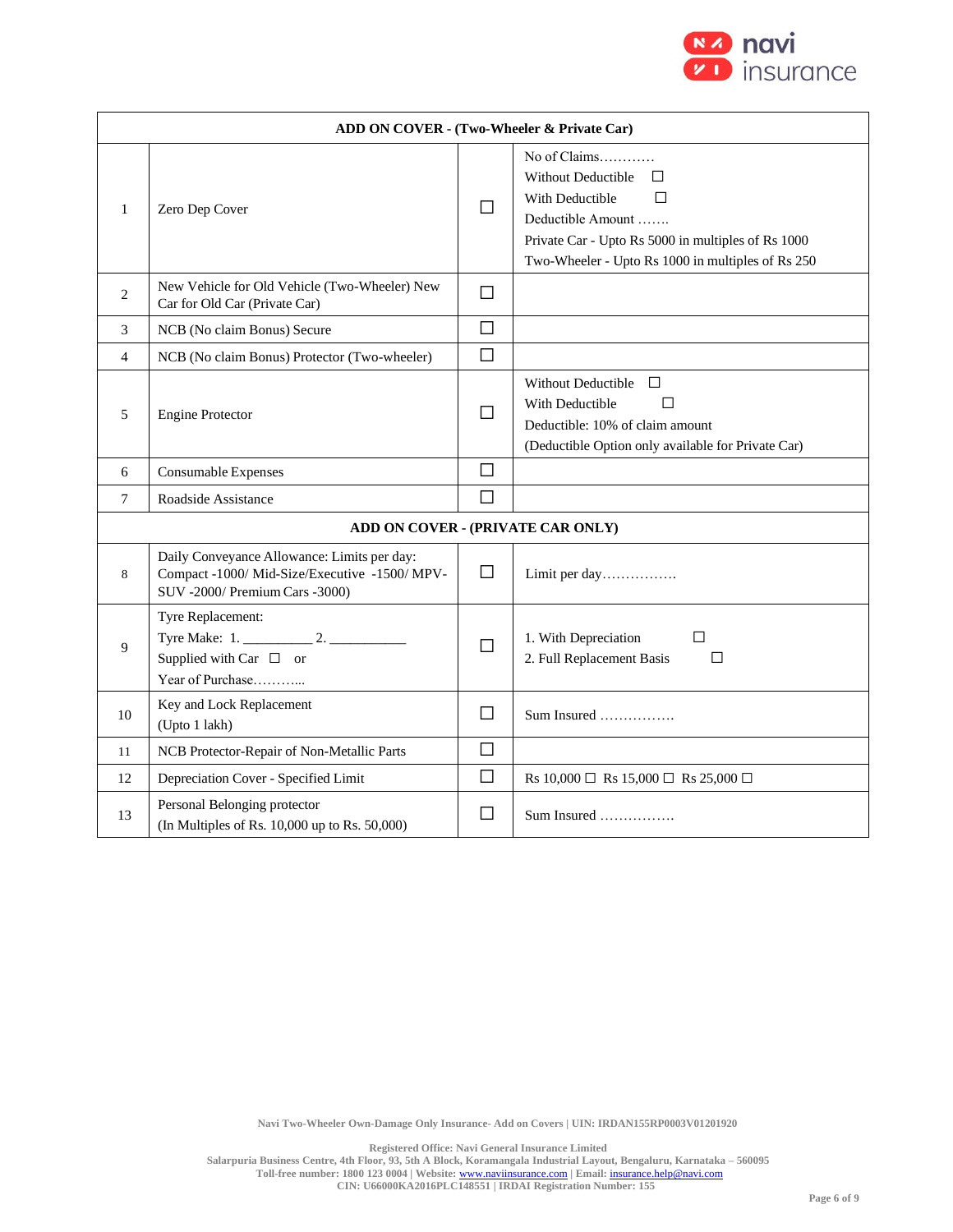| ADD ON COVER - (Two-Wheeler & Private Car) | | | |
|---|---|---|---|
| 1 | Zero Dep Cover | ☐ | No of Claims………… <br> Without Deductible ☐ <br> With Deductible ☐ <br> Deductible Amount ……. <br> Private Car - Upto Rs 5000 in multiples of Rs 1000 <br> Two-Wheeler - Upto Rs 1000 in multiples of Rs 250 |
| 2 | New Vehicle for Old Vehicle (Two-Wheeler) New Car for Old Car (Private Car) | ☐ | |
| 3 | NCB (No claim Bonus) Secure | ☐ | |
| 4 | NCB (No claim Bonus) Protector (Two-wheeler) | ☐ | |
| 5 | Engine Protector | ☐ | Without Deductible ☐ <br> With Deductible ☐ <br> Deductible: 10% of claim amount <br> (Deductible Option only available for Private Car) |
| 6 | Consumable Expenses | ☐ | |
| 7 | Roadside Assistance | ☐ | |
| **ADD ON COVER - (PRIVATE CAR ONLY)** | | | |
| 8 | Daily Conveyance Allowance: Limits per day: Compact -1000/ Mid-Size/Executive -1500/ MPV-SUV -2000/ Premium Cars -3000) | ☐ | Limit per day……………. |
| 9 | Tyre Replacement: <br> Tyre Make: 1. _________ 2. ___________ <br> Supplied with Car ☐ or <br> Year of Purchase……….. | ☐ | 1. With Depreciation ☐ <br> 2. Full Replacement Basis ☐ |
| 10 | Key and Lock Replacement <br> (Upto 1 lakh) | ☐ | Sum Insured ……………. |
| 11 | NCB Protector-Repair of Non-Metallic Parts | ☐ | |
| 12 | Depreciation Cover - Specified Limit | ☐ | Rs 10,000 ☐ Rs 15,000 ☐ Rs 25,000 ☐ |
| 13 | Personal Belonging protector <br> (In Multiples of Rs. 10,000 up to Rs. 50,000) | ☐ | Sum Insured ……………. |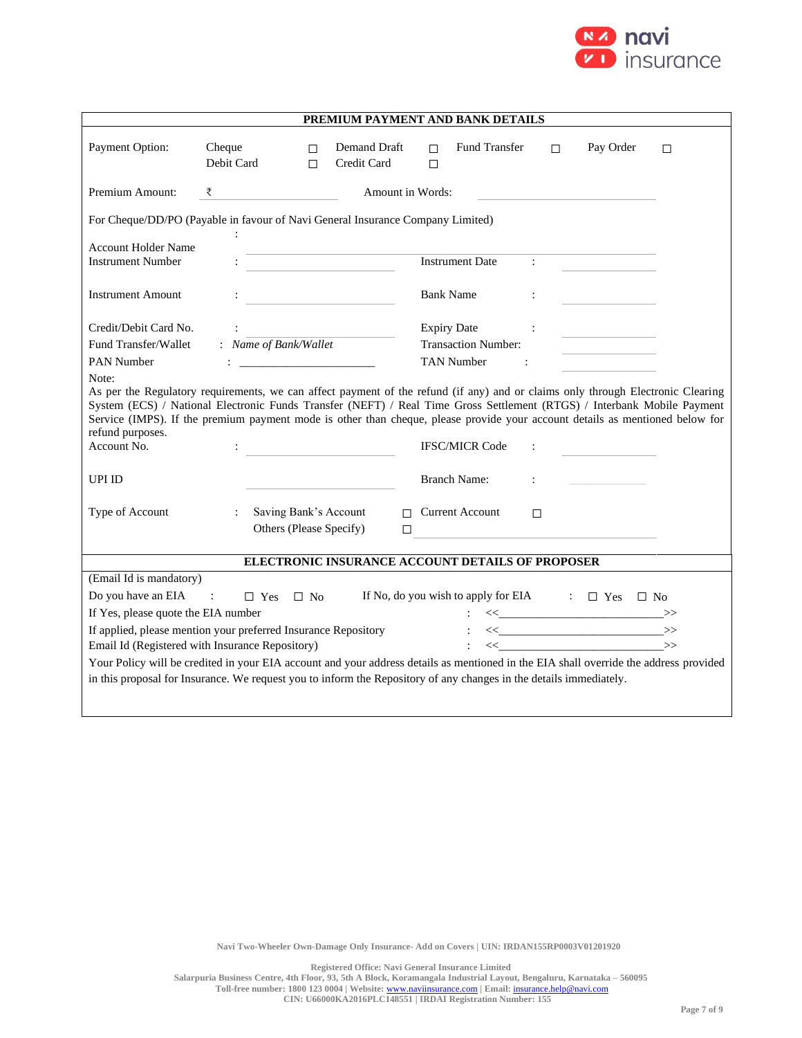## PREMIUM PAYMENT AND BANK DETAILS

Payment Option: Cheque ☐ Demand Draft ☐ Fund Transfer ☐ Pay Order ☐
Debit Card ☐ Credit Card ☐

Premium Amount: ₹ ____________ Amount in Words: ____________

For Cheque/DD/PO (Payable in favour of Navi General Insurance Company Limited)

Account Holder Name : ____________

Instrument Number : ____________ Instrument Date : ____________

Instrument Amount : ____________ Bank Name : ____________

Credit/Debit Card No. : ____________ Expiry Date : ____________

Fund Transfer/Wallet : *Name of Bank/Wallet* Transaction Number: ____________

PAN Number : ______________________ TAN Number : ____________

Note:
As per the Regulatory requirements, we can affect payment of the refund (if any) and or claims only through Electronic Clearing System (ECS) / National Electronic Funds Transfer (NEFT) / Real Time Gross Settlement (RTGS) / Interbank Mobile Payment Service (IMPS). If the premium payment mode is other than cheque, please provide your account details as mentioned below for refund purposes.

Account No. : ____________ IFSC/MICR Code : ____________

UPI ID ____________ Branch Name: : ____________

Type of Account : Saving Bank's Account ☐ Current Account ☐
Others (Please Specify) ☐ ____________

## ELECTRONIC INSURANCE ACCOUNT DETAILS OF PROPOSER

(Email Id is mandatory)

Do you have an EIA : ☐ Yes ☐ No If No, do you wish to apply for EIA : ☐ Yes ☐ No

If Yes, please quote the EIA number : <<____________________________>>

If applied, please mention your preferred Insurance Repository : <<____________________________>>

Email Id (Registered with Insurance Repository) : <<____________________________>>

Your Policy will be credited in your EIA account and your address details as mentioned in the EIA shall override the address provided in this proposal for Insurance. We request you to inform the Repository of any changes in the details immediately.

**Navi Two-Wheeler Own-Damage Only Insurance- Add on Covers | UIN: IRDAN155RP0003V01201920**

**Registered Office: Navi General Insurance Limited**
**Salarpuria Business Centre, 4th Floor, 93, 5th A Block, Koramangala Industrial Layout, Bengaluru, Karnataka – 560095**
**Toll-free number: 1800 123 0004 | Website: www.naviinsurance.com | Email: insurance.help@navi.com**
**CIN: U66000KA2016PLC148551 | IRDAI Registration Number: 155**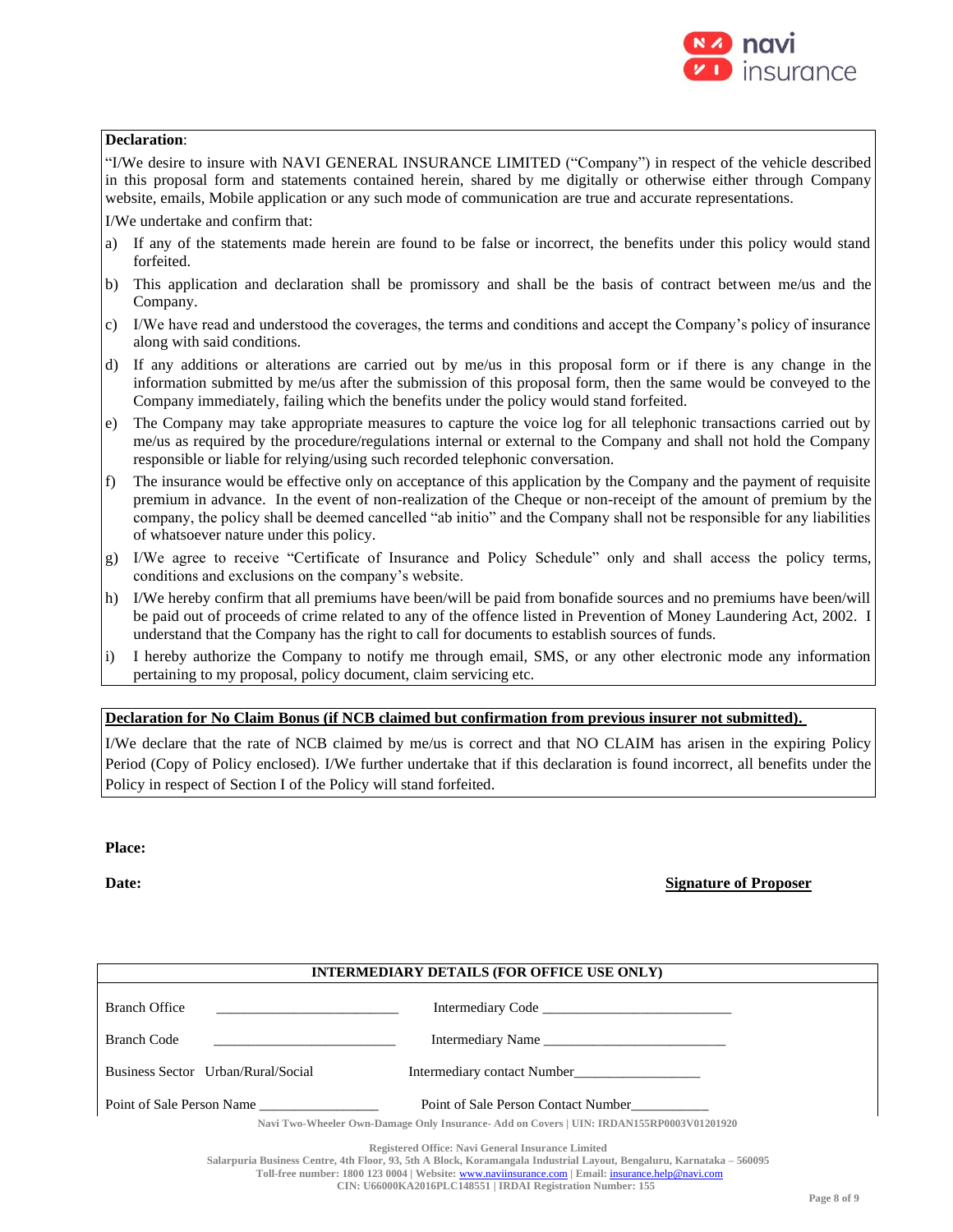**Declaration**:

"I/We desire to insure with NAVI GENERAL INSURANCE LIMITED ("Company") in respect of the vehicle described in this proposal form and statements contained herein, shared by me digitally or otherwise either through Company website, emails, Mobile application or any such mode of communication are true and accurate representations.

I/We undertake and confirm that:

a) If any of the statements made herein are found to be false or incorrect, the benefits under this policy would stand forfeited.
b) This application and declaration shall be promissory and shall be the basis of contract between me/us and the Company.
c) I/We have read and understood the coverages, the terms and conditions and accept the Company's policy of insurance along with said conditions.
d) If any additions or alterations are carried out by me/us in this proposal form or if there is any change in the information submitted by me/us after the submission of this proposal form, then the same would be conveyed to the Company immediately, failing which the benefits under the policy would stand forfeited.
e) The Company may take appropriate measures to capture the voice log for all telephonic transactions carried out by me/us as required by the procedure/regulations internal or external to the Company and shall not hold the Company responsible or liable for relying/using such recorded telephonic conversation.
f) The insurance would be effective only on acceptance of this application by the Company and the payment of requisite premium in advance. In the event of non-realization of the Cheque or non-receipt of the amount of premium by the company, the policy shall be deemed cancelled "ab initio" and the Company shall not be responsible for any liabilities of whatsoever nature under this policy.
g) I/We agree to receive "Certificate of Insurance and Policy Schedule" only and shall access the policy terms, conditions and exclusions on the company's website.
h) I/We hereby confirm that all premiums have been/will be paid from bonafide sources and no premiums have been/will be paid out of proceeds of crime related to any of the offence listed in Prevention of Money Laundering Act, 2002. I understand that the Company has the right to call for documents to establish sources of funds.
i) I hereby authorize the Company to notify me through email, SMS, or any other electronic mode any information pertaining to my proposal, policy document, claim servicing etc.

**Declaration for No Claim Bonus (if NCB claimed but confirmation from previous insurer not submitted).**

I/We declare that the rate of NCB claimed by me/us is correct and that NO CLAIM has arisen in the expiring Policy Period (Copy of Policy enclosed). I/We further undertake that if this declaration is found incorrect, all benefits under the Policy in respect of Section I of the Policy will stand forfeited.

**Place:**

**Date:** **Signature of Proposer**

| INTERMEDIARY DETAILS (FOR OFFICE USE ONLY) | |
|---|---|
| Branch Office ____________________ | Intermediary Code ____________________ |
| Branch Code ____________________ | Intermediary Name ____________________ |
| Business Sector Urban/Rural/Social | Intermediary contact Number____________________ |
| Point of Sale Person Name ____________________ | Point of Sale Person Contact Number____________________ |

Navi Two-Wheeler Own-Damage Only Insurance- Add on Covers | UIN: IRDAN155RP0003V01201920

Registered Office: Navi General Insurance Limited
Salarpuria Business Centre, 4th Floor, 93, 5th A Block, Koramangala Industrial Layout, Bengaluru, Karnataka – 560095
Toll-free number: 1800 123 0004 | Website: www.naviinsurance.com | Email: insurance.help@navi.com
CIN: U66000KA2016PLC148551 | IRDAI Registration Number: 155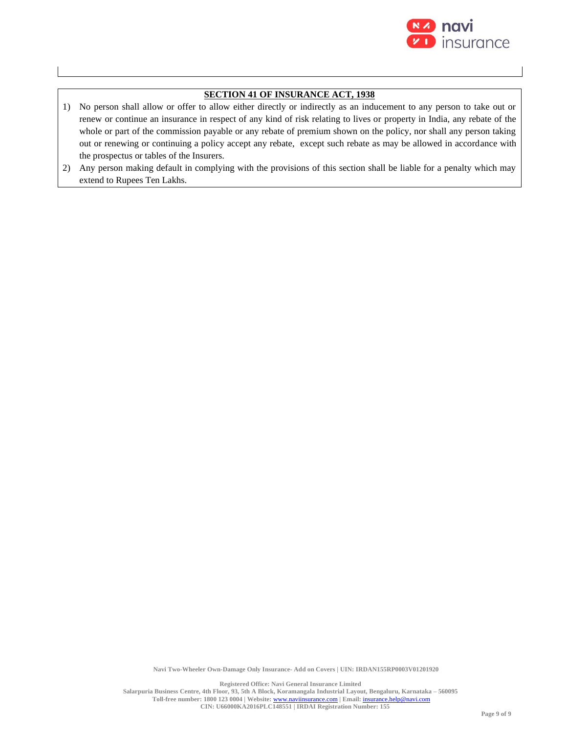**SECTION 41 OF INSURANCE ACT, 1938**

1) No person shall allow or offer to allow either directly or indirectly as an inducement to any person to take out or renew or continue an insurance in respect of any kind of risk relating to lives or property in India, any rebate of the whole or part of the commission payable or any rebate of premium shown on the policy, nor shall any person taking out or renewing or continuing a policy accept any rebate, except such rebate as may be allowed in accordance with the prospectus or tables of the Insurers.
2) Any person making default in complying with the provisions of this section shall be liable for a penalty which may extend to Rupees Ten Lakhs.